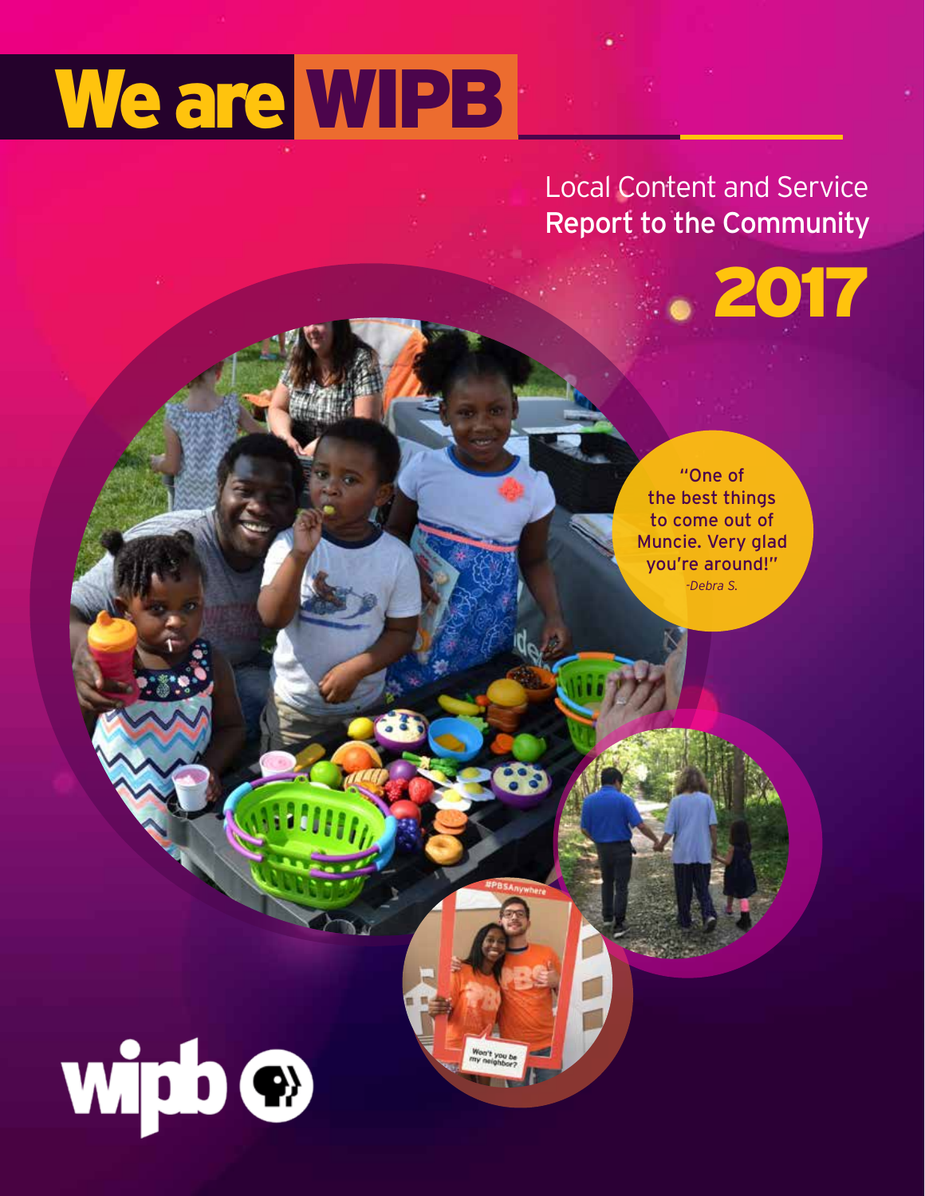# We are WIPB

## Local Content and Service
## Report to the Community

# 2017

"One of the best things to come out of Muncie. Very glad you're around!"
*-Debra S.*

#PBSAnywhere

Won't you be my neighbor?

wipb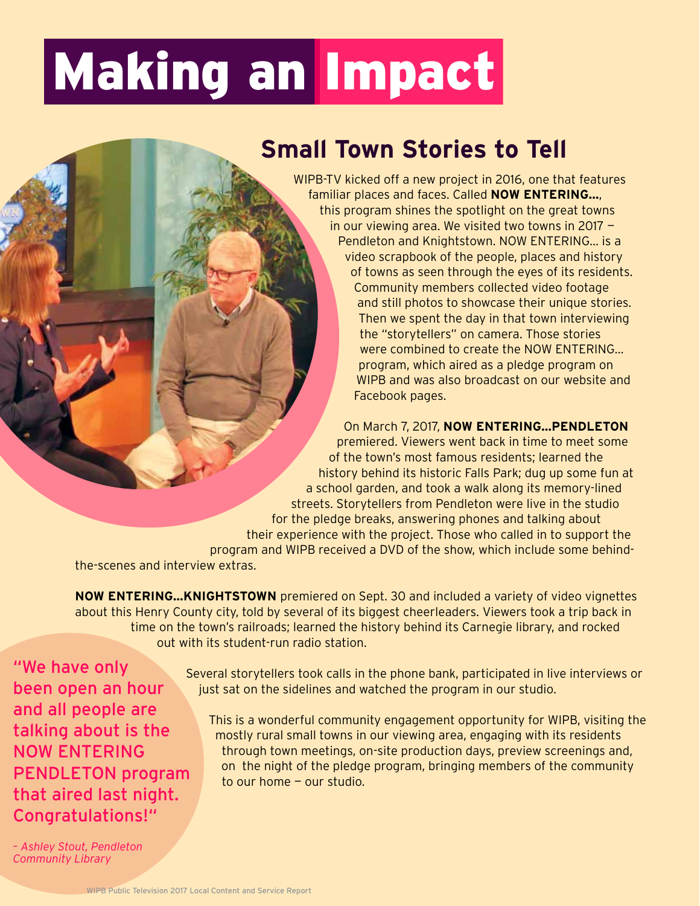# Making an Impact

## Small Town Stories to Tell

WIPB-TV kicked off a new project in 2016, one that features familiar places and faces. Called **NOW ENTERING...**, this program shines the spotlight on the great towns in our viewing area. We visited two towns in 2017 — Pendleton and Knightstown. NOW ENTERING... is a video scrapbook of the people, places and history of towns as seen through the eyes of its residents. Community members collected video footage and still photos to showcase their unique stories. Then we spent the day in that town interviewing the "storytellers" on camera. Those stories were combined to create the NOW ENTERING... program, which aired as a pledge program on WIPB and was also broadcast on our website and Facebook pages.

On March 7, 2017, **NOW ENTERING...PENDLETON** premiered. Viewers went back in time to meet some of the town's most famous residents; learned the history behind its historic Falls Park; dug up some fun at a school garden, and took a walk along its memory-lined streets. Storytellers from Pendleton were live in the studio for the pledge breaks, answering phones and talking about their experience with the project. Those who called in to support the program and WIPB received a DVD of the show, which include some behind-the-scenes and interview extras.

**NOW ENTERING...KNIGHTSTOWN** premiered on Sept. 30 and included a variety of video vignettes about this Henry County city, told by several of its biggest cheerleaders. Viewers took a trip back in time on the town's railroads; learned the history behind its Carnegie library, and rocked out with its student-run radio station.

Several storytellers took calls in the phone bank, participated in live interviews or just sat on the sidelines and watched the program in our studio.

This is a wonderful community engagement opportunity for WIPB, visiting the mostly rural small towns in our viewing area, engaging with its residents through town meetings, on-site production days, preview screenings and, on the night of the pledge program, bringing members of the community to our home — our studio.

"We have only been open an hour and all people are talking about is the NOW ENTERING PENDLETON program that aired last night. Congratulations!"

*– Ashley Stout, Pendleton Community Library*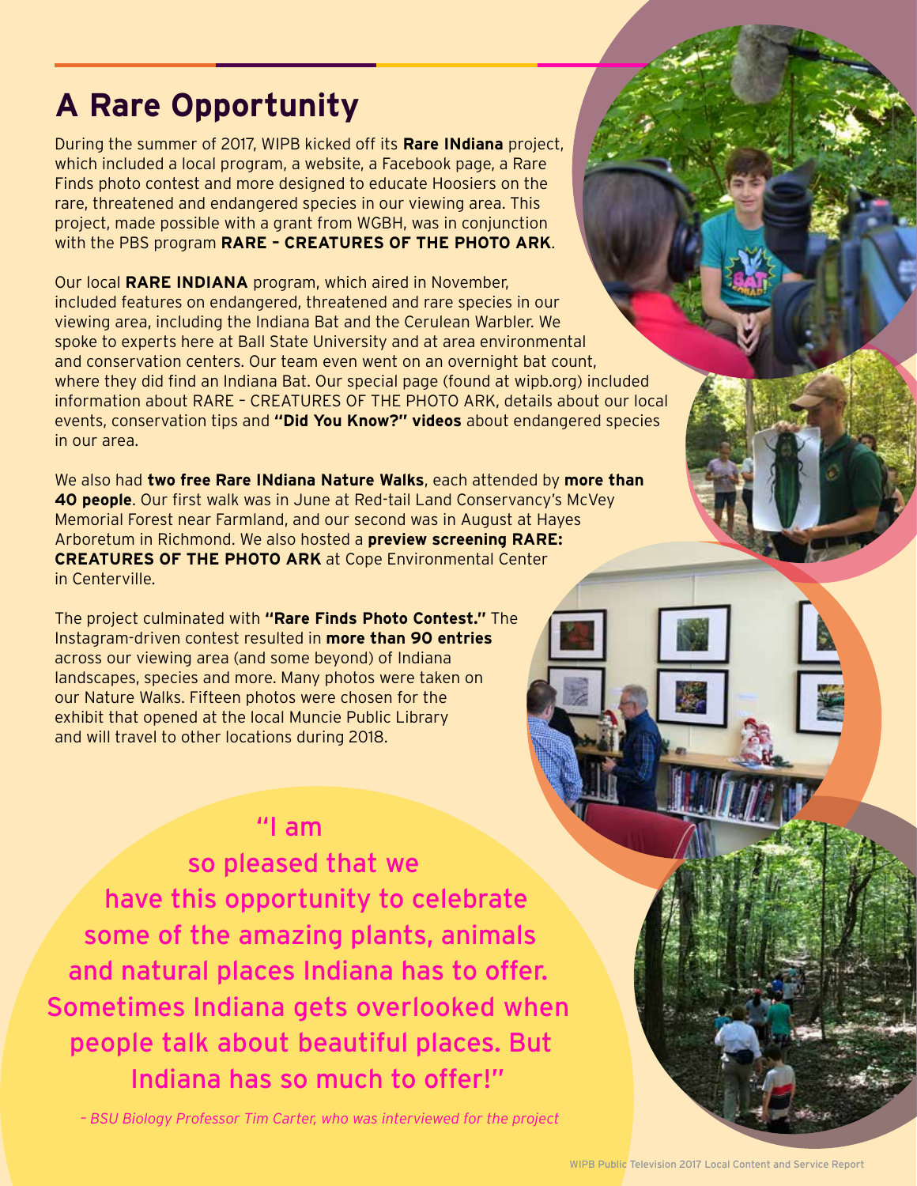# A Rare Opportunity

During the summer of 2017, WIPB kicked off its **Rare INdiana** project, which included a local program, a website, a Facebook page, a Rare Finds photo contest and more designed to educate Hoosiers on the rare, threatened and endangered species in our viewing area. This project, made possible with a grant from WGBH, was in conjunction with the PBS program **RARE – CREATURES OF THE PHOTO ARK**.

Our local **RARE INDIANA** program, which aired in November, included features on endangered, threatened and rare species in our viewing area, including the Indiana Bat and the Cerulean Warbler. We spoke to experts here at Ball State University and at area environmental and conservation centers. Our team even went on an overnight bat count, where they did find an Indiana Bat. Our special page (found at wipb.org) included information about RARE – CREATURES OF THE PHOTO ARK, details about our local events, conservation tips and **"Did You Know?" videos** about endangered species in our area.

We also had **two free Rare INdiana Nature Walks**, each attended by **more than 40 people**. Our first walk was in June at Red-tail Land Conservancy's McVey Memorial Forest near Farmland, and our second was in August at Hayes Arboretum in Richmond. We also hosted a **preview screening RARE: CREATURES OF THE PHOTO ARK** at Cope Environmental Center in Centerville.

The project culminated with **"Rare Finds Photo Contest."** The Instagram-driven contest resulted in **more than 90 entries** across our viewing area (and some beyond) of Indiana landscapes, species and more. Many photos were taken on our Nature Walks. Fifteen photos were chosen for the exhibit that opened at the local Muncie Public Library and will travel to other locations during 2018.

> "I am so pleased that we have this opportunity to celebrate some of the amazing plants, animals and natural places Indiana has to offer. Sometimes Indiana gets overlooked when people talk about beautiful places. But Indiana has so much to offer!"
>
> *– BSU Biology Professor Tim Carter, who was interviewed for the project*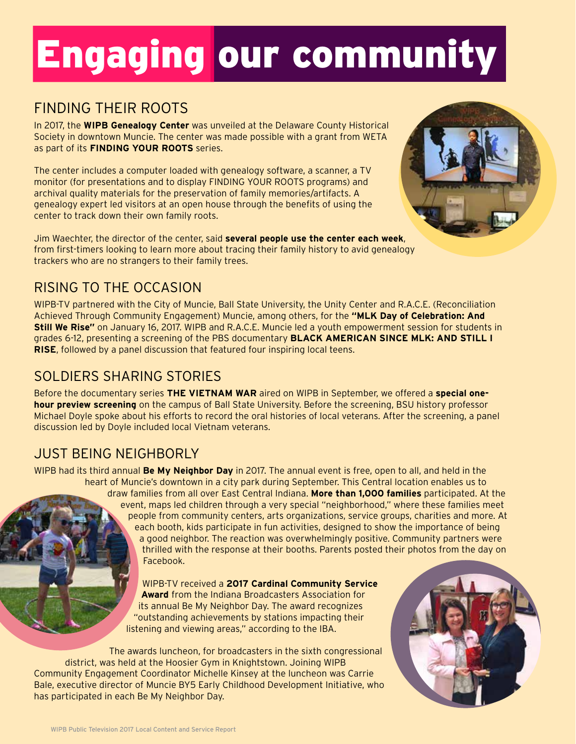# Engaging our community

## FINDING THEIR ROOTS

In 2017, the **WIPB Genealogy Center** was unveiled at the Delaware County Historical Society in downtown Muncie. The center was made possible with a grant from WETA as part of its **FINDING YOUR ROOTS** series.

The center includes a computer loaded with genealogy software, a scanner, a TV monitor (for presentations and to display FINDING YOUR ROOTS programs) and archival quality materials for the preservation of family memories/artifacts. A genealogy expert led visitors at an open house through the benefits of using the center to track down their own family roots.

Jim Waechter, the director of the center, said **several people use the center each week**, from first-timers looking to learn more about tracing their family history to avid genealogy trackers who are no strangers to their family trees.

## RISING TO THE OCCASION

WIPB-TV partnered with the City of Muncie, Ball State University, the Unity Center and R.A.C.E. (Reconciliation Achieved Through Community Engagement) Muncie, among others, for the **"MLK Day of Celebration: And Still We Rise"** on January 16, 2017. WIPB and R.A.C.E. Muncie led a youth empowerment session for students in grades 6-12, presenting a screening of the PBS documentary **BLACK AMERICAN SINCE MLK: AND STILL I RISE**, followed by a panel discussion that featured four inspiring local teens.

## SOLDIERS SHARING STORIES

Before the documentary series **THE VIETNAM WAR** aired on WIPB in September, we offered a **special one-hour preview screening** on the campus of Ball State University. Before the screening, BSU history professor Michael Doyle spoke about his efforts to record the oral histories of local veterans. After the screening, a panel discussion led by Doyle included local Vietnam veterans.

## JUST BEING NEIGHBORLY

WIPB had its third annual **Be My Neighbor Day** in 2017. The annual event is free, open to all, and held in the heart of Muncie's downtown in a city park during September. This Central location enables us to draw families from all over East Central Indiana. **More than 1,000 families** participated. At the event, maps led children through a very special "neighborhood," where these families meet people from community centers, arts organizations, service groups, charities and more. At each booth, kids participate in fun activities, designed to show the importance of being a good neighbor. The reaction was overwhelmingly positive. Community partners were thrilled with the response at their booths. Parents posted their photos from the day on Facebook.

WIPB-TV received a **2017 Cardinal Community Service Award** from the Indiana Broadcasters Association for its annual Be My Neighbor Day. The award recognizes "outstanding achievements by stations impacting their listening and viewing areas," according to the IBA.

The awards luncheon, for broadcasters in the sixth congressional district, was held at the Hoosier Gym in Knightstown. Joining WIPB Community Engagement Coordinator Michelle Kinsey at the luncheon was Carrie Bale, executive director of Muncie BY5 Early Childhood Development Initiative, who has participated in each Be My Neighbor Day.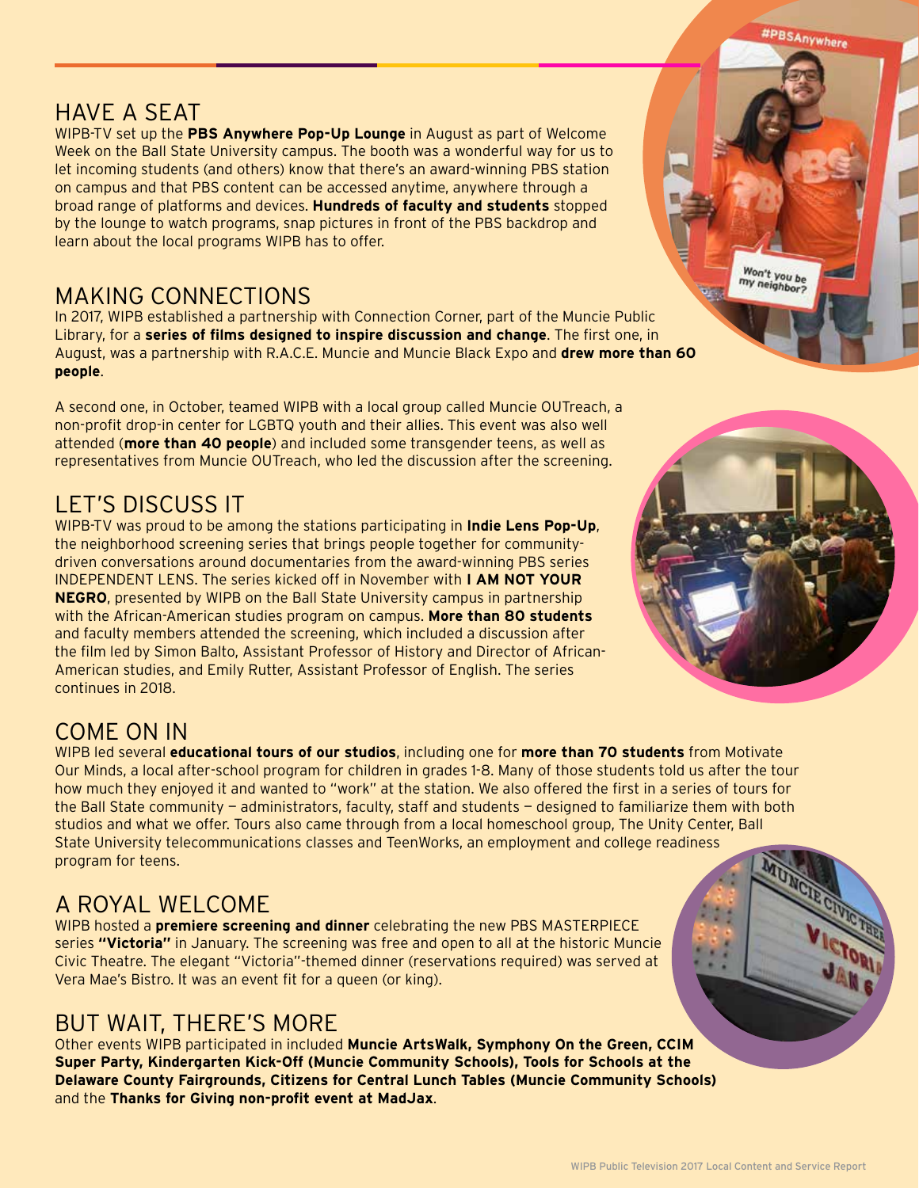## HAVE A SEAT

WIPB-TV set up the **PBS Anywhere Pop-Up Lounge** in August as part of Welcome Week on the Ball State University campus. The booth was a wonderful way for us to let incoming students (and others) know that there's an award-winning PBS station on campus and that PBS content can be accessed anytime, anywhere through a broad range of platforms and devices. **Hundreds of faculty and students** stopped by the lounge to watch programs, snap pictures in front of the PBS backdrop and learn about the local programs WIPB has to offer.

## MAKING CONNECTIONS

In 2017, WIPB established a partnership with Connection Corner, part of the Muncie Public Library, for a **series of films designed to inspire discussion and change**. The first one, in August, was a partnership with R.A.C.E. Muncie and Muncie Black Expo and **drew more than 60 people**.

A second one, in October, teamed WIPB with a local group called Muncie OUTreach, a non-profit drop-in center for LGBTQ youth and their allies. This event was also well attended (**more than 40 people**) and included some transgender teens, as well as representatives from Muncie OUTreach, who led the discussion after the screening.

## LET'S DISCUSS IT

WIPB-TV was proud to be among the stations participating in **Indie Lens Pop-Up**, the neighborhood screening series that brings people together for community-driven conversations around documentaries from the award-winning PBS series INDEPENDENT LENS. The series kicked off in November with **I AM NOT YOUR NEGRO**, presented by WIPB on the Ball State University campus in partnership with the African-American studies program on campus. **More than 80 students** and faculty members attended the screening, which included a discussion after the film led by Simon Balto, Assistant Professor of History and Director of African-American studies, and Emily Rutter, Assistant Professor of English. The series continues in 2018.

## COME ON IN

WIPB led several **educational tours of our studios**, including one for **more than 70 students** from Motivate Our Minds, a local after-school program for children in grades 1-8. Many of those students told us after the tour how much they enjoyed it and wanted to "work" at the station. We also offered the first in a series of tours for the Ball State community — administrators, faculty, staff and students — designed to familiarize them with both studios and what we offer. Tours also came through from a local homeschool group, The Unity Center, Ball State University telecommunications classes and TeenWorks, an employment and college readiness program for teens.

## A ROYAL WELCOME

WIPB hosted a **premiere screening and dinner** celebrating the new PBS MASTERPIECE series **"Victoria"** in January. The screening was free and open to all at the historic Muncie Civic Theatre. The elegant "Victoria"-themed dinner (reservations required) was served at Vera Mae's Bistro. It was an event fit for a queen (or king).

## BUT WAIT, THERE'S MORE

Other events WIPB participated in included **Muncie ArtsWalk, Symphony On the Green, CCIM Super Party, Kindergarten Kick-Off (Muncie Community Schools), Tools for Schools at the Delaware County Fairgrounds, Citizens for Central Lunch Tables (Muncie Community Schools)** and the **Thanks for Giving non-profit event at MadJax**.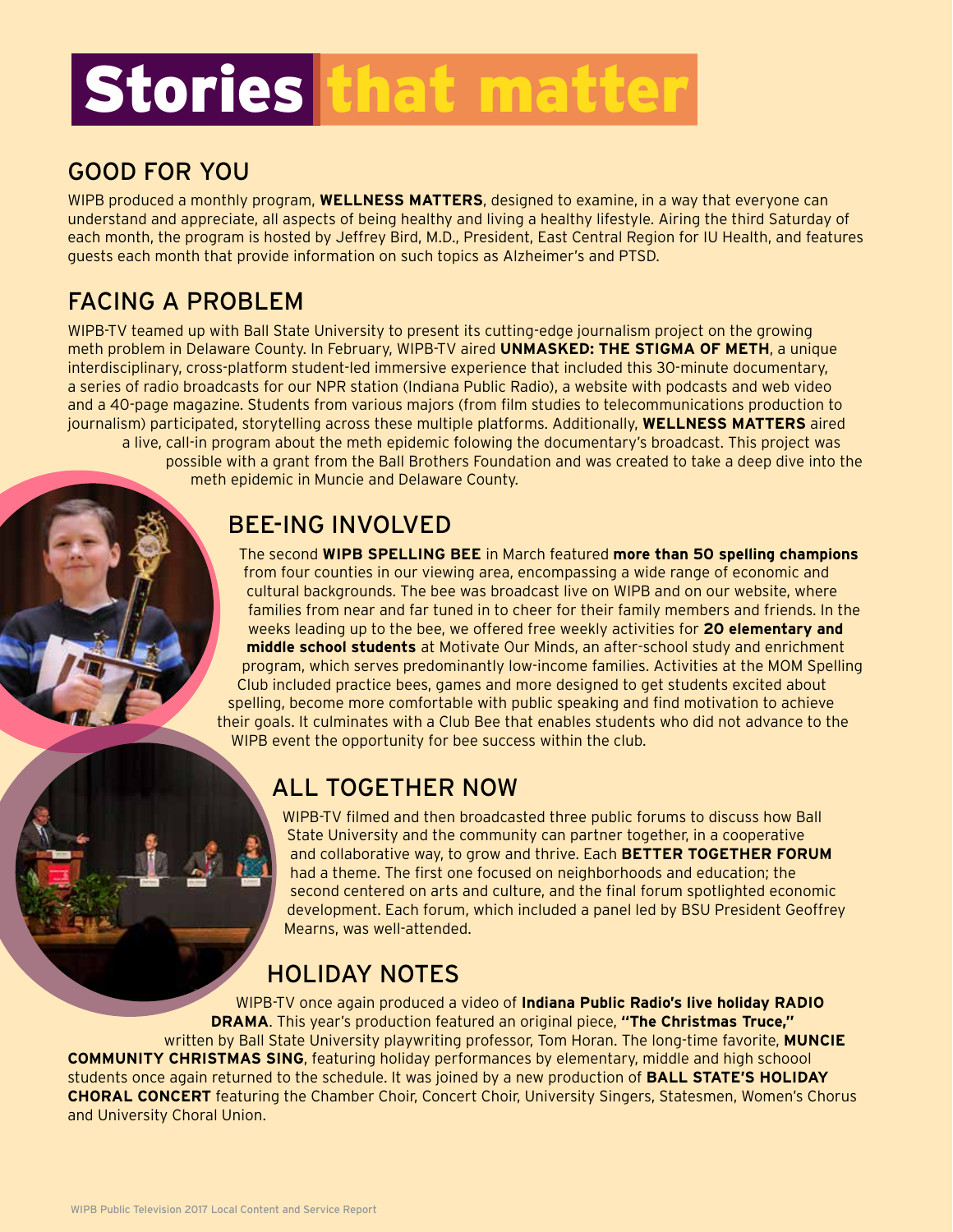# Stories that matter

## GOOD FOR YOU

WIPB produced a monthly program, **WELLNESS MATTERS**, designed to examine, in a way that everyone can understand and appreciate, all aspects of being healthy and living a healthy lifestyle. Airing the third Saturday of each month, the program is hosted by Jeffrey Bird, M.D., President, East Central Region for IU Health, and features guests each month that provide information on such topics as Alzheimer's and PTSD.

## FACING A PROBLEM

WIPB-TV teamed up with Ball State University to present its cutting-edge journalism project on the growing meth problem in Delaware County. In February, WIPB-TV aired **UNMASKED: THE STIGMA OF METH**, a unique interdisciplinary, cross-platform student-led immersive experience that included this 30-minute documentary, a series of radio broadcasts for our NPR station (Indiana Public Radio), a website with podcasts and web video and a 40-page magazine. Students from various majors (from film studies to telecommunications production to journalism) participated, storytelling across these multiple platforms. Additionally, **WELLNESS MATTERS** aired a live, call-in program about the meth epidemic folowing the documentary's broadcast. This project was possible with a grant from the Ball Brothers Foundation and was created to take a deep dive into the meth epidemic in Muncie and Delaware County.

## BEE-ING INVOLVED

The second **WIPB SPELLING BEE** in March featured **more than 50 spelling champions** from four counties in our viewing area, encompassing a wide range of economic and cultural backgrounds. The bee was broadcast live on WIPB and on our website, where families from near and far tuned in to cheer for their family members and friends. In the weeks leading up to the bee, we offered free weekly activities for **20 elementary and middle school students** at Motivate Our Minds, an after-school study and enrichment program, which serves predominantly low-income families. Activities at the MOM Spelling Club included practice bees, games and more designed to get students excited about spelling, become more comfortable with public speaking and find motivation to achieve their goals. It culminates with a Club Bee that enables students who did not advance to the WIPB event the opportunity for bee success within the club.

## ALL TOGETHER NOW

WIPB-TV filmed and then broadcasted three public forums to discuss how Ball State University and the community can partner together, in a cooperative and collaborative way, to grow and thrive. Each **BETTER TOGETHER FORUM** had a theme. The first one focused on neighborhoods and education; the second centered on arts and culture, and the final forum spotlighted economic development. Each forum, which included a panel led by BSU President Geoffrey Mearns, was well-attended.

## HOLIDAY NOTES

WIPB-TV once again produced a video of **Indiana Public Radio's live holiday RADIO DRAMA**. This year's production featured an original piece, **"The Christmas Truce,"** written by Ball State University playwriting professor, Tom Horan. The long-time favorite, **MUNCIE COMMUNITY CHRISTMAS SING**, featuring holiday performances by elementary, middle and high schoool students once again returned to the schedule. It was joined by a new production of **BALL STATE'S HOLIDAY CHORAL CONCERT** featuring the Chamber Choir, Concert Choir, University Singers, Statesmen, Women's Chorus and University Choral Union.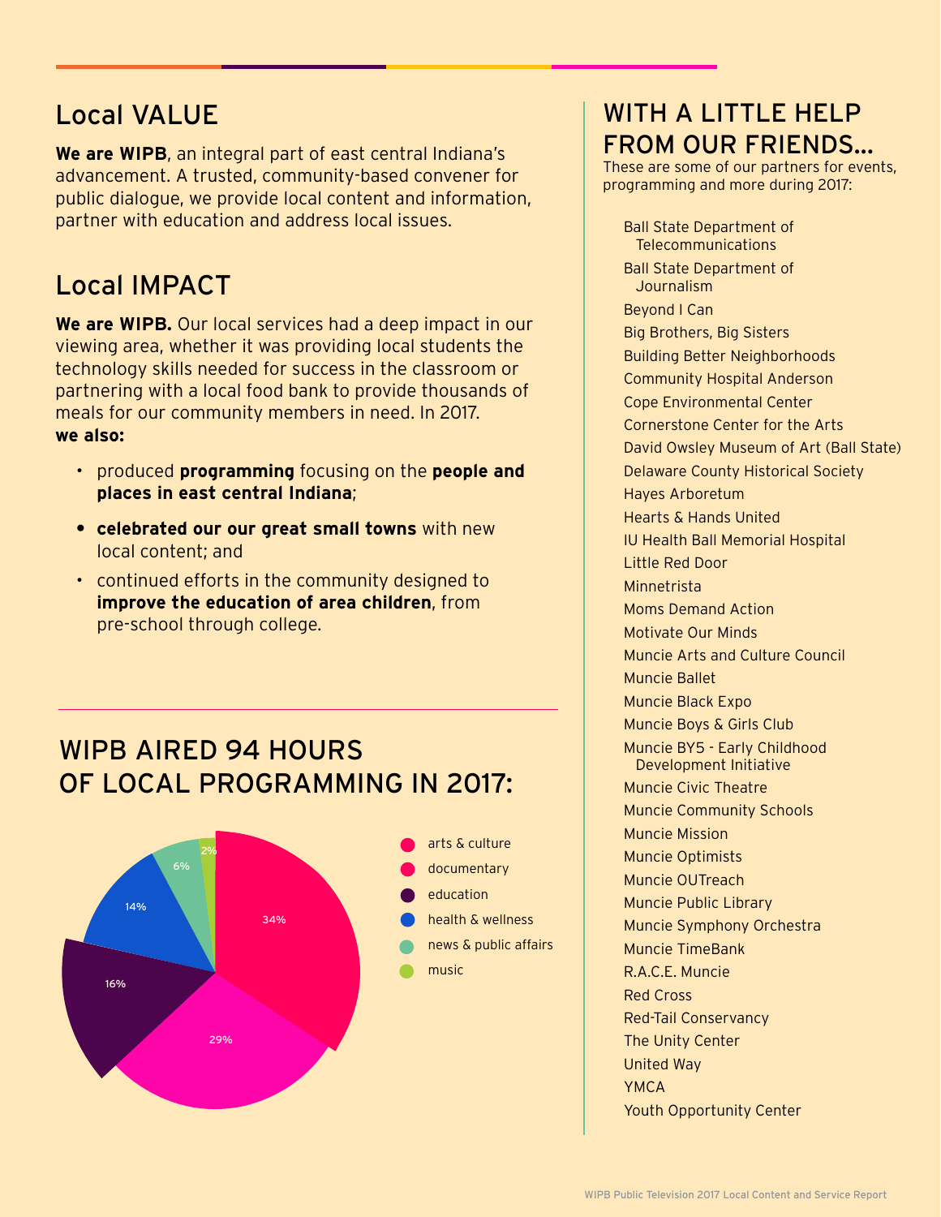## Local VALUE

**We are WIPB**, an integral part of east central Indiana's advancement. A trusted, community-based convener for public dialogue, we provide local content and information, partner with education and address local issues.

## Local IMPACT

**We are WIPB.** Our local services had a deep impact in our viewing area, whether it was providing local students the technology skills needed for success in the classroom or partnering with a local food bank to provide thousands of meals for our community members in need. In 2017. **we also:**

- produced **programming** focusing on the **people and places in east central Indiana**;
- **celebrated our our great small towns** with new local content; and
- continued efforts in the community designed to **improve the education of area children**, from pre-school through college.

## WIPB AIRED 94 HOURS OF LOCAL PROGRAMMING IN 2017:

| Category | Percentage |
| --- | --- |
| arts & culture | 34% |
| documentary | 29% |
| education | 16% |
| health & wellness | 14% |
| news & public affairs | 6% |
| music | 2% |

## WITH A LITTLE HELP FROM OUR FRIENDS...

These are some of our partners for events, programming and more during 2017:

- Ball State Department of Telecommunications
- Ball State Department of Journalism
- Beyond I Can
- Big Brothers, Big Sisters
- Building Better Neighborhoods
- Community Hospital Anderson
- Cope Environmental Center
- Cornerstone Center for the Arts
- David Owsley Museum of Art (Ball State)
- Delaware County Historical Society
- Hayes Arboretum
- Hearts & Hands United
- IU Health Ball Memorial Hospital
- Little Red Door
- Minnetrista
- Moms Demand Action
- Motivate Our Minds
- Muncie Arts and Culture Council
- Muncie Ballet
- Muncie Black Expo
- Muncie Boys & Girls Club
- Muncie BY5 - Early Childhood Development Initiative
- Muncie Civic Theatre
- Muncie Community Schools
- Muncie Mission
- Muncie Optimists
- Muncie OUTreach
- Muncie Public Library
- Muncie Symphony Orchestra
- Muncie TimeBank
- R.A.C.E. Muncie
- Red Cross
- Red-Tail Conservancy
- The Unity Center
- United Way
- YMCA
- Youth Opportunity Center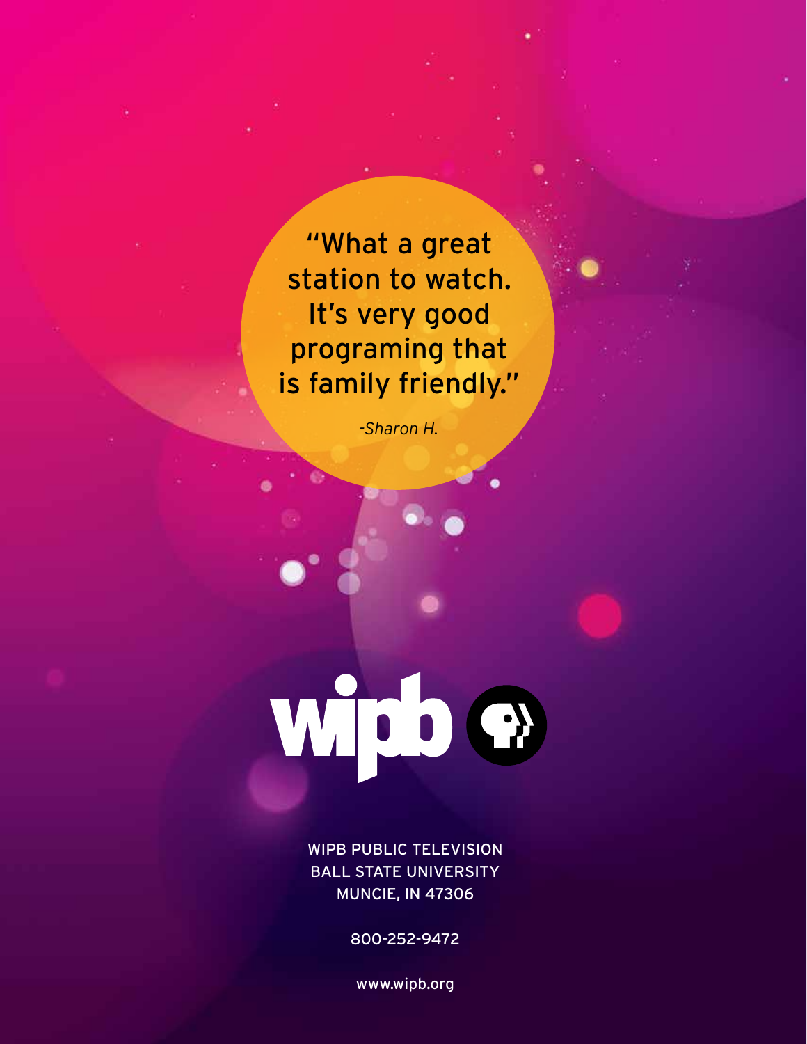"What a great station to watch. It's very good programing that is family friendly."

*-Sharon H.*

WIPB PUBLIC TELEVISION
BALL STATE UNIVERSITY
MUNCIE, IN 47306

800-252-9472

www.wipb.org